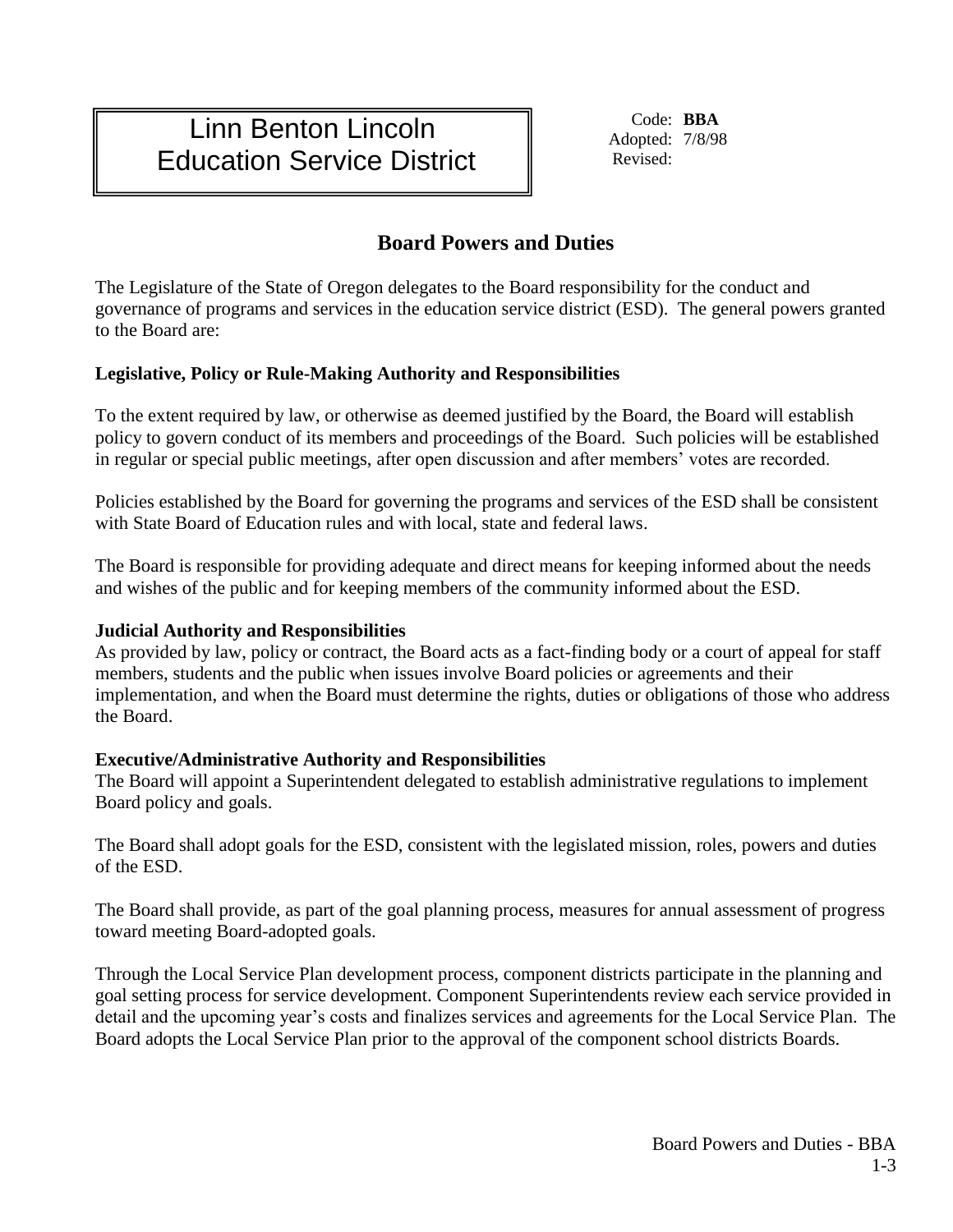# Linn Benton Lincoln Education Service District

Code: **BBA**
Adopted: 7/8/98
Revised:

## Board Powers and Duties

The Legislature of the State of Oregon delegates to the Board responsibility for the conduct and governance of programs and services in the education service district (ESD). The general powers granted to the Board are:

### Legislative, Policy or Rule-Making Authority and Responsibilities

To the extent required by law, or otherwise as deemed justified by the Board, the Board will establish policy to govern conduct of its members and proceedings of the Board. Such policies will be established in regular or special public meetings, after open discussion and after members' votes are recorded.

Policies established by the Board for governing the programs and services of the ESD shall be consistent with State Board of Education rules and with local, state and federal laws.

The Board is responsible for providing adequate and direct means for keeping informed about the needs and wishes of the public and for keeping members of the community informed about the ESD.

### Judicial Authority and Responsibilities

As provided by law, policy or contract, the Board acts as a fact-finding body or a court of appeal for staff members, students and the public when issues involve Board policies or agreements and their implementation, and when the Board must determine the rights, duties or obligations of those who address the Board.

### Executive/Administrative Authority and Responsibilities

The Board will appoint a Superintendent delegated to establish administrative regulations to implement Board policy and goals.

The Board shall adopt goals for the ESD, consistent with the legislated mission, roles, powers and duties of the ESD.

The Board shall provide, as part of the goal planning process, measures for annual assessment of progress toward meeting Board-adopted goals.

Through the Local Service Plan development process, component districts participate in the planning and goal setting process for service development. Component Superintendents review each service provided in detail and the upcoming year's costs and finalizes services and agreements for the Local Service Plan. The Board adopts the Local Service Plan prior to the approval of the component school districts Boards.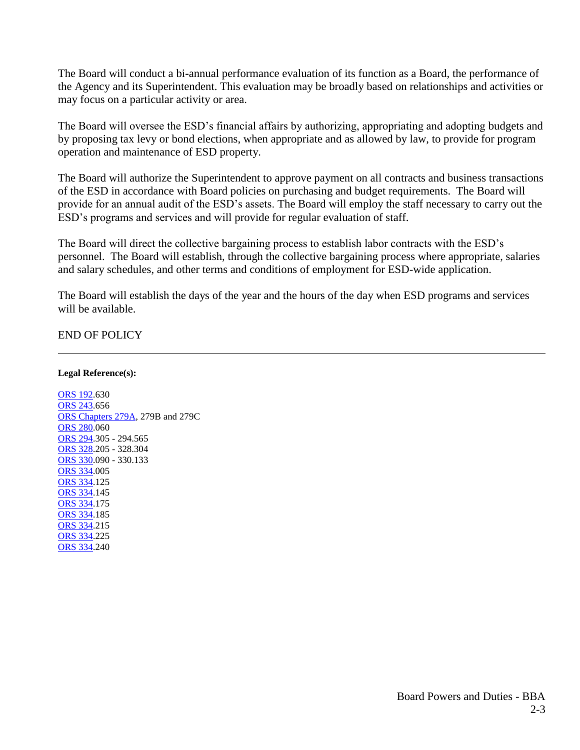The Board will conduct a bi-annual performance evaluation of its function as a Board, the performance of the Agency and its Superintendent. This evaluation may be broadly based on relationships and activities or may focus on a particular activity or area.

The Board will oversee the ESD's financial affairs by authorizing, appropriating and adopting budgets and by proposing tax levy or bond elections, when appropriate and as allowed by law, to provide for program operation and maintenance of ESD property.

The Board will authorize the Superintendent to approve payment on all contracts and business transactions of the ESD in accordance with Board policies on purchasing and budget requirements. The Board will provide for an annual audit of the ESD's assets. The Board will employ the staff necessary to carry out the ESD's programs and services and will provide for regular evaluation of staff.

The Board will direct the collective bargaining process to establish labor contracts with the ESD's personnel. The Board will establish, through the collective bargaining process where appropriate, salaries and salary schedules, and other terms and conditions of employment for ESD-wide application.

The Board will establish the days of the year and the hours of the day when ESD programs and services will be available.

END OF POLICY

---

**Legal Reference(s):**

ORS 192.630
ORS 243.656
ORS Chapters 279A, 279B and 279C
ORS 280.060
ORS 294.305 - 294.565
ORS 328.205 - 328.304
ORS 330.090 - 330.133
ORS 334.005
ORS 334.125
ORS 334.145
ORS 334.175
ORS 334.185
ORS 334.215
ORS 334.225
ORS 334.240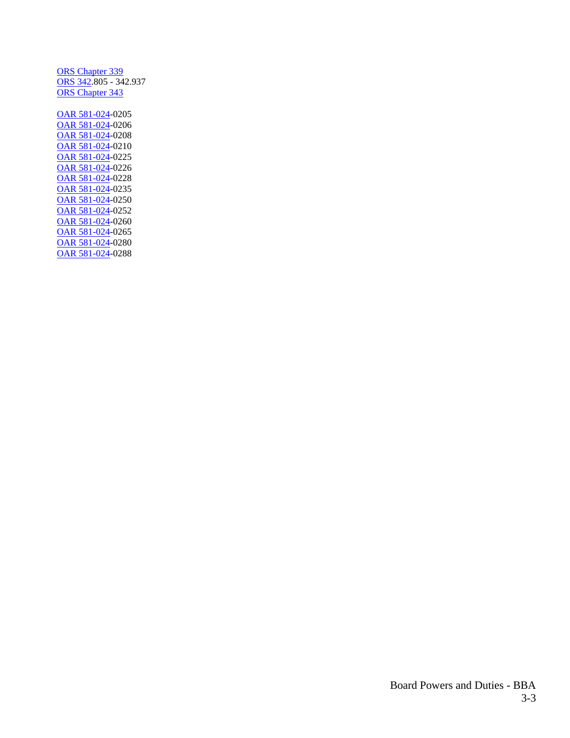ORS Chapter 339
ORS 342.805 - 342.937
ORS Chapter 343

OAR 581-024-0205
OAR 581-024-0206
OAR 581-024-0208
OAR 581-024-0210
OAR 581-024-0225
OAR 581-024-0226
OAR 581-024-0228
OAR 581-024-0235
OAR 581-024-0250
OAR 581-024-0252
OAR 581-024-0260
OAR 581-024-0265
OAR 581-024-0280
OAR 581-024-0288